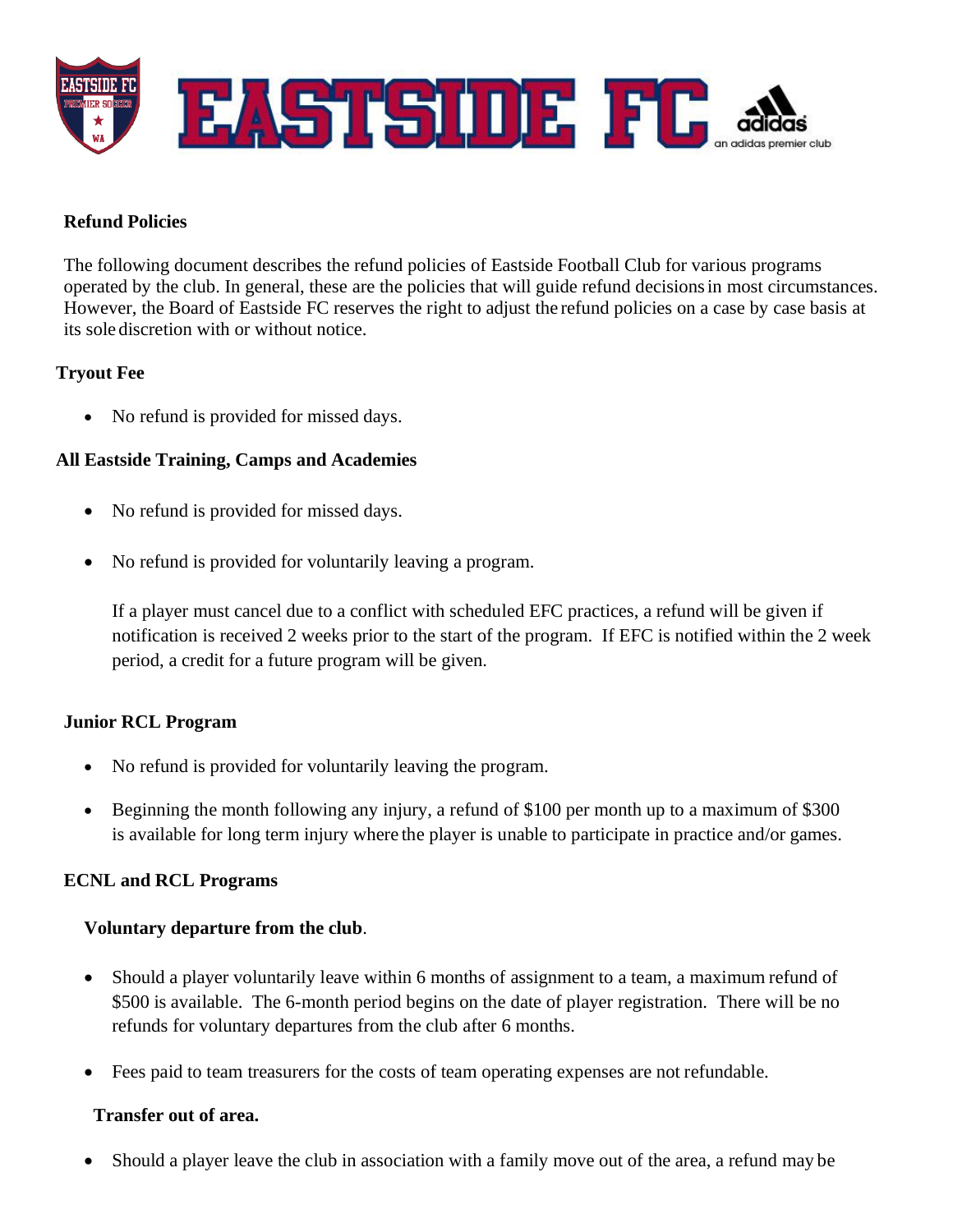# Refund Policies

The following document describes the refund policies of Eastside Football Club for various programs operated by the club. In general, these are the policies that will guide refund decisions in most circumstances. However, the Board of Eastside FC reserves the right to adjust the refund policies on a case by case basis at its sole discretion with or without notice.

## Tryout Fee

- No refund is provided for missed days.

## All Eastside Training, Camps and Academies

- No refund is provided for missed days.
- No refund is provided for voluntarily leaving a program.

  If a player must cancel due to a conflict with scheduled EFC practices, a refund will be given if notification is received 2 weeks prior to the start of the program. If EFC is notified within the 2 week period, a credit for a future program will be given.

## Junior RCL Program

- No refund is provided for voluntarily leaving the program.
- Beginning the month following any injury, a refund of $100 per month up to a maximum of $300 is available for long term injury where the player is unable to participate in practice and/or games.

## ECNL and RCL Programs

### Voluntary departure from the club.

- Should a player voluntarily leave within 6 months of assignment to a team, a maximum refund of $500 is available. The 6-month period begins on the date of player registration. There will be no refunds for voluntary departures from the club after 6 months.
- Fees paid to team treasurers for the costs of team operating expenses are not refundable.

### Transfer out of area.

- Should a player leave the club in association with a family move out of the area, a refund may be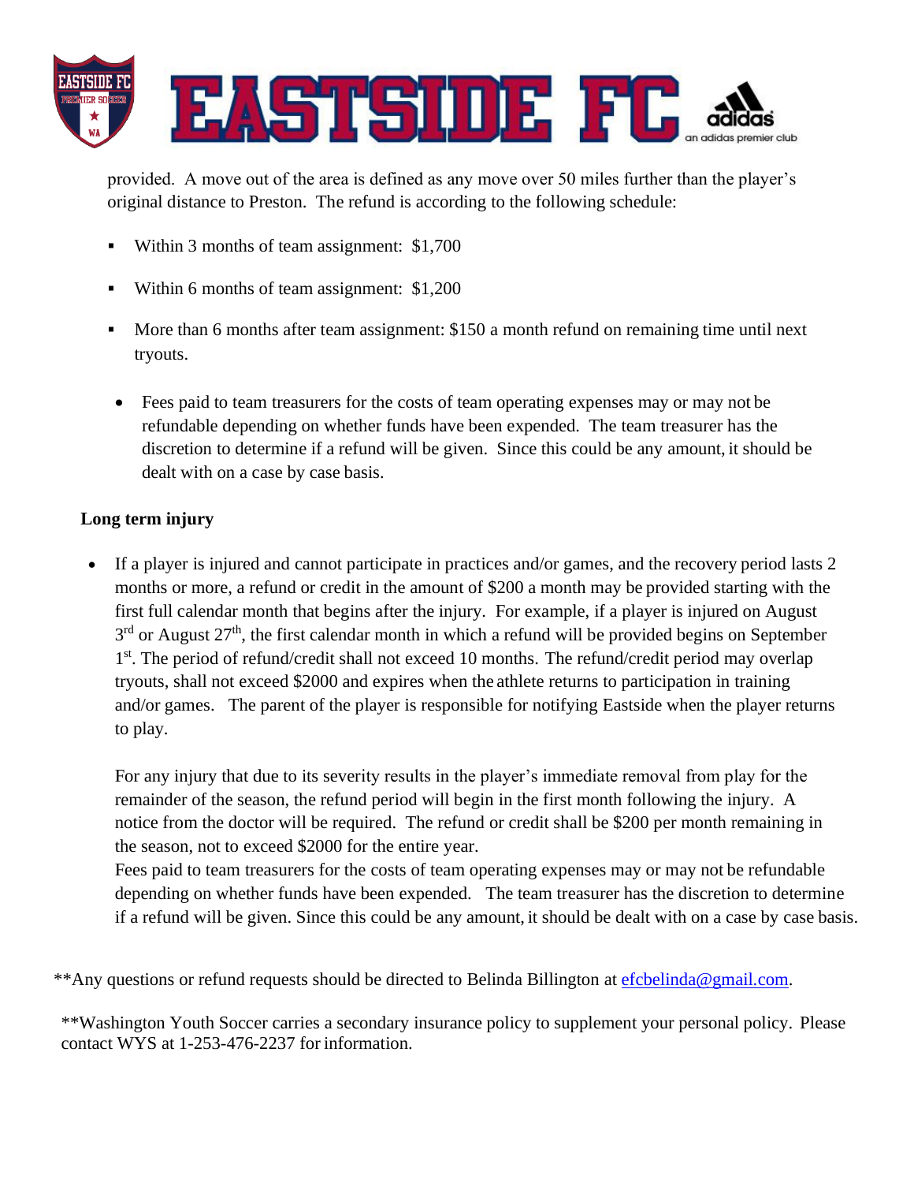provided. A move out of the area is defined as any move over 50 miles further than the player's original distance to Preston. The refund is according to the following schedule:

- Within 3 months of team assignment: $1,700
- Within 6 months of team assignment: $1,200
- More than 6 months after team assignment: $150 a month refund on remaining time until next tryouts.

- Fees paid to team treasurers for the costs of team operating expenses may or may not be refundable depending on whether funds have been expended. The team treasurer has the discretion to determine if a refund will be given. Since this could be any amount, it should be dealt with on a case by case basis.

**Long term injury**

- If a player is injured and cannot participate in practices and/or games, and the recovery period lasts 2 months or more, a refund or credit in the amount of $200 a month may be provided starting with the first full calendar month that begins after the injury. For example, if a player is injured on August 3rd or August 27th, the first calendar month in which a refund will be provided begins on September 1st. The period of refund/credit shall not exceed 10 months. The refund/credit period may overlap tryouts, shall not exceed $2000 and expires when the athlete returns to participation in training and/or games. The parent of the player is responsible for notifying Eastside when the player returns to play.

  For any injury that due to its severity results in the player's immediate removal from play for the remainder of the season, the refund period will begin in the first month following the injury. A notice from the doctor will be required. The refund or credit shall be $200 per month remaining in the season, not to exceed $2000 for the entire year.
  Fees paid to team treasurers for the costs of team operating expenses may or may not be refundable depending on whether funds have been expended. The team treasurer has the discretion to determine if a refund will be given. Since this could be any amount, it should be dealt with on a case by case basis.

**Any questions or refund requests should be directed to Belinda Billington at efcbelinda@gmail.com.

**Washington Youth Soccer carries a secondary insurance policy to supplement your personal policy. Please contact WYS at 1-253-476-2237 for information.